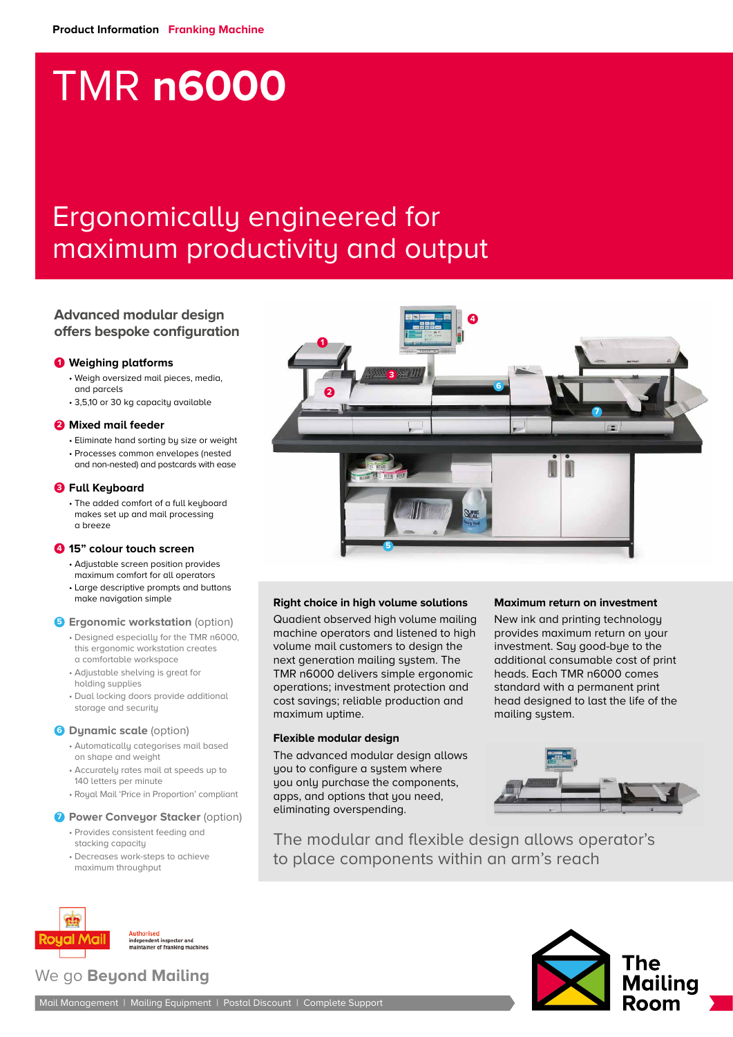Product Information **Franking Machine**

# TMR n6000

## Ergonomically engineered for maximum productivity and output

### Advanced modular design offers bespoke configuration

**1 Weighing platforms**

- Weigh oversized mail pieces, media, and parcels
- 3,5,10 or 30 kg capacity available

**2 Mixed mail feeder**

- Eliminate hand sorting by size or weight
- Processes common envelopes (nested and non-nested) and postcards with ease

**3 Full Keyboard**

- The added comfort of a full keyboard makes set up and mail processing a breeze

**4 15" colour touch screen**

- Adjustable screen position provides maximum comfort for all operators
- Large descriptive prompts and buttons make navigation simple

**5 Ergonomic workstation** (option)

- Designed especially for the TMR n6000, this ergonomic workstation creates a comfortable workspace
- Adjustable shelving is great for holding supplies
- Dual locking doors provide additional storage and security

**6 Dynamic scale** (option)

- Automatically categorises mail based on shape and weight
- Accurately rates mail at speeds up to 140 letters per minute
- Royal Mail 'Price in Proportion' compliant

**7 Power Conveyor Stacker** (option)

- Provides consistent feeding and stacking capacity
- Decreases work-steps to achieve maximum throughput

### Right choice in high volume solutions

Quadient observed high volume mailing machine operators and listened to high volume mail customers to design the next generation mailing system. The TMR n6000 delivers simple ergonomic operations; investment protection and cost savings; reliable production and maximum uptime.

### Maximum return on investment

New ink and printing technology provides maximum return on your investment. Say good-bye to the additional consumable cost of print heads. Each TMR n6000 comes standard with a permanent print head designed to last the life of the mailing system.

### Flexible modular design

The advanced modular design allows you to configure a system where you only purchase the components, apps, and options that you need, eliminating overspending.

The modular and flexible design allows operator's to place components within an arm's reach

Royal Mail Authorised independent inspector and maintainer of franking machines

We go **Beyond Mailing**

Mail Management | Mailing Equipment | Postal Discount | Complete Support

The Mailing Room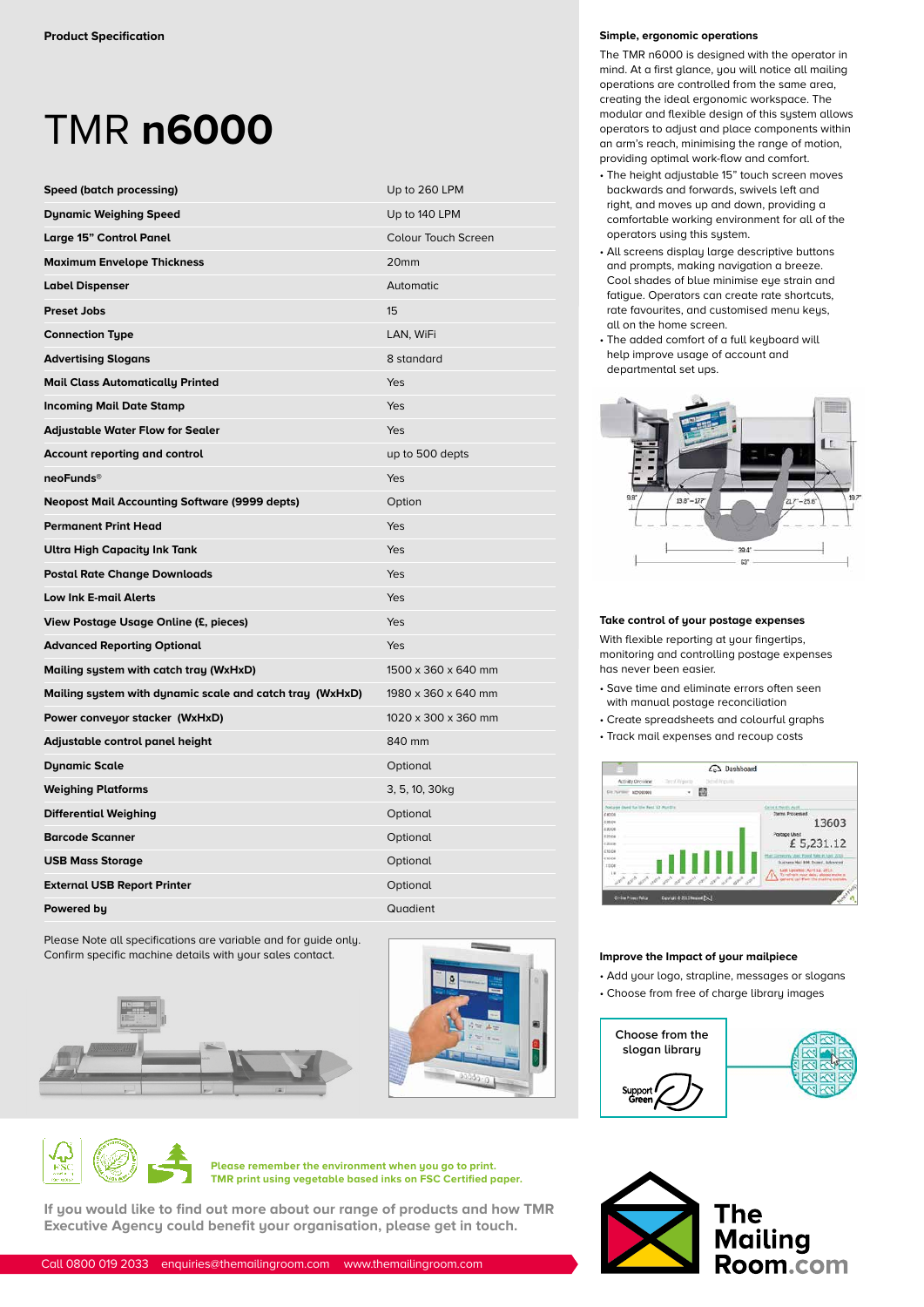Product Specification

# TMR **n6000**

| | |
|---|---|
| **Speed (batch processing)** | Up to 260 LPM |
| **Dynamic Weighing Speed** | Up to 140 LPM |
| **Large 15" Control Panel** | Colour Touch Screen |
| **Maximum Envelope Thickness** | 20mm |
| **Label Dispenser** | Automatic |
| **Preset Jobs** | 15 |
| **Connection Type** | LAN, WiFi |
| **Advertising Slogans** | 8 standard |
| **Mail Class Automatically Printed** | Yes |
| **Incoming Mail Date Stamp** | Yes |
| **Adjustable Water Flow for Sealer** | Yes |
| **Account reporting and control** | up to 500 depts |
| **neoFunds®** | Yes |
| **Neopost Mail Accounting Software (9999 depts)** | Option |
| **Permanent Print Head** | Yes |
| **Ultra High Capacity Ink Tank** | Yes |
| **Postal Rate Change Downloads** | Yes |
| **Low Ink E-mail Alerts** | Yes |
| **View Postage Usage Online (£, pieces)** | Yes |
| **Advanced Reporting Optional** | Yes |
| **Mailing system with catch tray (WxHxD)** | 1500 x 360 x 640 mm |
| **Mailing system with dynamic scale and catch tray (WxHxD)** | 1980 x 360 x 640 mm |
| **Power conveyor stacker (WxHxD)** | 1020 x 300 x 360 mm |
| **Adjustable control panel height** | 840 mm |
| **Dynamic Scale** | Optional |
| **Weighing Platforms** | 3, 5, 10, 30kg |
| **Differential Weighing** | Optional |
| **Barcode Scanner** | Optional |
| **USB Mass Storage** | Optional |
| **External USB Report Printer** | Optional |
| **Powered by** | Quadient |

Please Note all specifications are variable and for guide only. Confirm specific machine details with your sales contact.

### Simple, ergonomic operations

The TMR n6000 is designed with the operator in mind. At a first glance, you will notice all mailing operations are controlled from the same area, creating the ideal ergonomic workspace. The modular and flexible design of this system allows operators to adjust and place components within an arm's reach, minimising the range of motion, providing optimal work-flow and comfort.

- The height adjustable 15" touch screen moves backwards and forwards, swivels left and right, and moves up and down, providing a comfortable working environment for all of the operators using this system.
- All screens display large descriptive buttons and prompts, making navigation a breeze. Cool shades of blue minimise eye strain and fatigue. Operators can create rate shortcuts, rate favourites, and customised menu keys, all on the home screen.
- The added comfort of a full keyboard will help improve usage of account and departmental set ups.

### Take control of your postage expenses

With flexible reporting at your fingertips, monitoring and controlling postage expenses has never been easier.

- Save time and eliminate errors often seen with manual postage reconciliation
- Create spreadsheets and colourful graphs
- Track mail expenses and recoup costs

### Improve the Impact of your mailpiece

- Add your logo, strapline, messages or slogans
- Choose from free of charge library images

Choose from the slogan library

**Please remember the environment when you go to print. TMR print using vegetable based inks on FSC Certified paper.**

**If you would like to find out more about our range of products and how TMR Executive Agency could benefit your organisation, please get in touch.**

Call 0800 019 2033 enquiries@themailingroom.com www.themailingroom.com

The Mailing Room.com